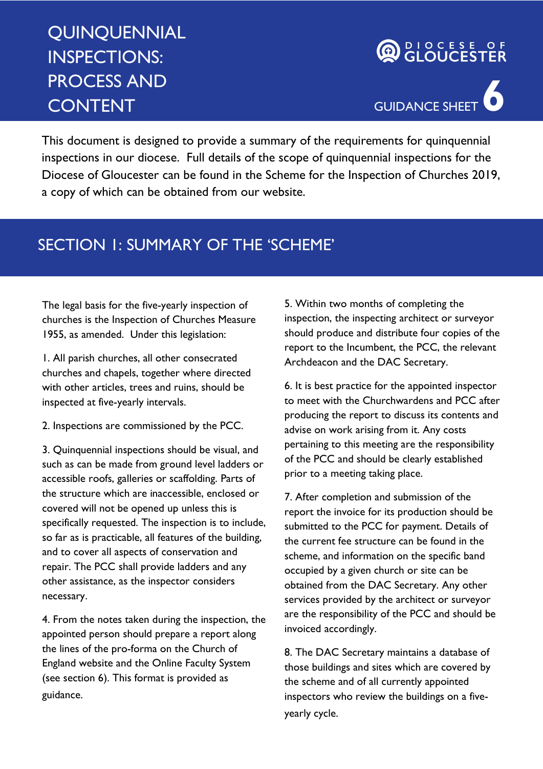# QUINQUENNIAL INSPECTIONS: PROCESS AND CONTENT

DIOCESE OF GLOUCESTER

GUIDANCE SHEET 6

This document is designed to provide a summary of the requirements for quinquennial inspections in our diocese. Full details of the scope of quinquennial inspections for the Diocese of Gloucester can be found in the Scheme for the Inspection of Churches 2019, a copy of which can be obtained from our website.

## SECTION 1: SUMMARY OF THE 'SCHEME'

The legal basis for the five-yearly inspection of churches is the Inspection of Churches Measure 1955, as amended. Under this legislation:

1. All parish churches, all other consecrated churches and chapels, together where directed with other articles, trees and ruins, should be inspected at five-yearly intervals.

2. Inspections are commissioned by the PCC.

3. Quinquennial inspections should be visual, and such as can be made from ground level ladders or accessible roofs, galleries or scaffolding. Parts of the structure which are inaccessible, enclosed or covered will not be opened up unless this is specifically requested. The inspection is to include, so far as is practicable, all features of the building, and to cover all aspects of conservation and repair. The PCC shall provide ladders and any other assistance, as the inspector considers necessary.

4. From the notes taken during the inspection, the appointed person should prepare a report along the lines of the pro-forma on the Church of England website and the Online Faculty System (see section 6). This format is provided as guidance.

5. Within two months of completing the inspection, the inspecting architect or surveyor should produce and distribute four copies of the report to the Incumbent, the PCC, the relevant Archdeacon and the DAC Secretary.

6. It is best practice for the appointed inspector to meet with the Churchwardens and PCC after producing the report to discuss its contents and advise on work arising from it. Any costs pertaining to this meeting are the responsibility of the PCC and should be clearly established prior to a meeting taking place.

7. After completion and submission of the report the invoice for its production should be submitted to the PCC for payment. Details of the current fee structure can be found in the scheme, and information on the specific band occupied by a given church or site can be obtained from the DAC Secretary. Any other services provided by the architect or surveyor are the responsibility of the PCC and should be invoiced accordingly.

8. The DAC Secretary maintains a database of those buildings and sites which are covered by the scheme and of all currently appointed inspectors who review the buildings on a five-yearly cycle.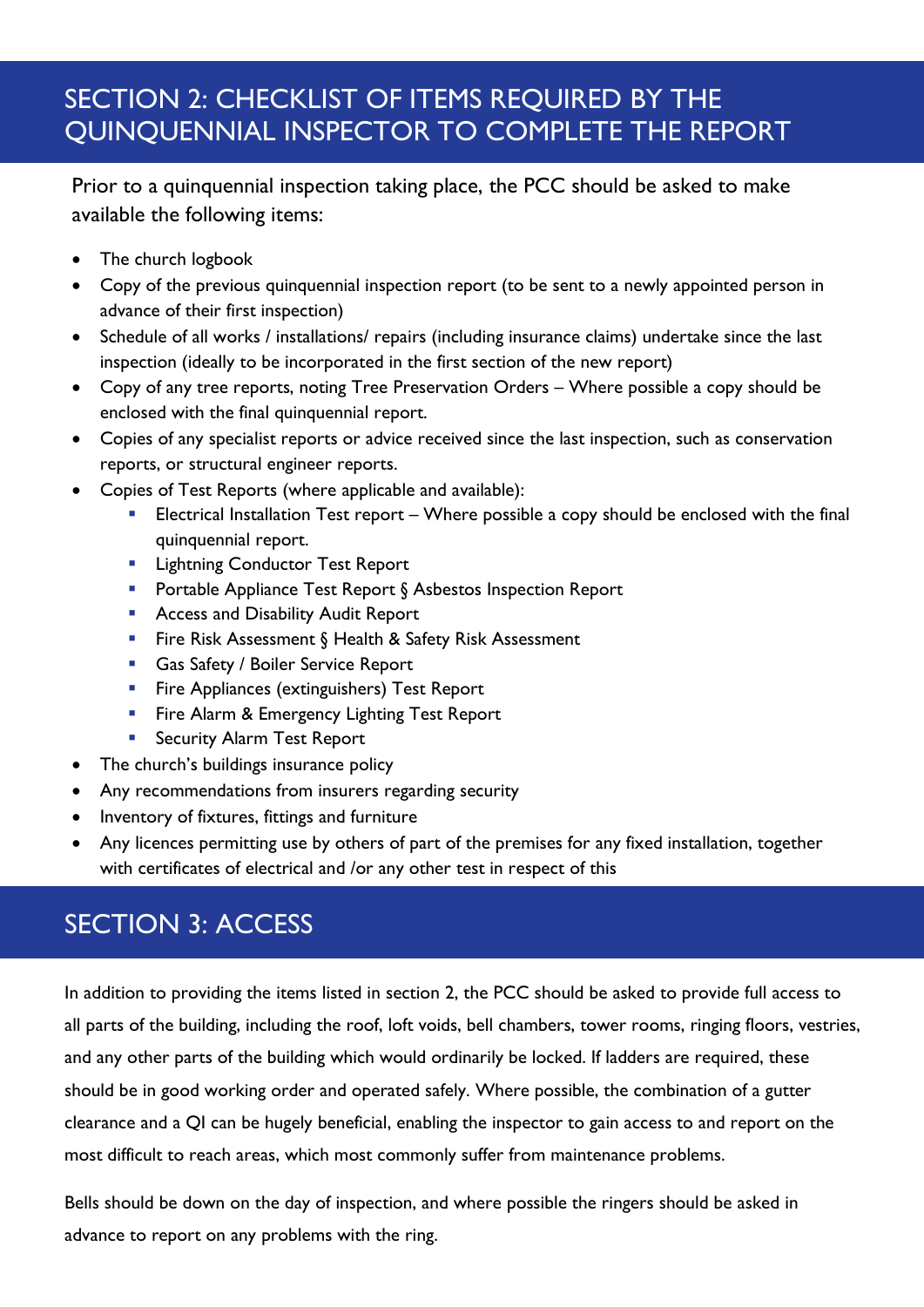## SECTION 2: CHECKLIST OF ITEMS REQUIRED BY THE QUINQUENNIAL INSPECTOR TO COMPLETE THE REPORT

Prior to a quinquennial inspection taking place, the PCC should be asked to make available the following items:

- The church logbook
- Copy of the previous quinquennial inspection report (to be sent to a newly appointed person in advance of their first inspection)
- Schedule of all works / installations/ repairs (including insurance claims) undertake since the last inspection (ideally to be incorporated in the first section of the new report)
- Copy of any tree reports, noting Tree Preservation Orders – Where possible a copy should be enclosed with the final quinquennial report.
- Copies of any specialist reports or advice received since the last inspection, such as conservation reports, or structural engineer reports.
- Copies of Test Reports (where applicable and available):
  - Electrical Installation Test report – Where possible a copy should be enclosed with the final quinquennial report.
  - Lightning Conductor Test Report
  - Portable Appliance Test Report § Asbestos Inspection Report
  - Access and Disability Audit Report
  - Fire Risk Assessment § Health & Safety Risk Assessment
  - Gas Safety / Boiler Service Report
  - Fire Appliances (extinguishers) Test Report
  - Fire Alarm & Emergency Lighting Test Report
  - Security Alarm Test Report
- The church's buildings insurance policy
- Any recommendations from insurers regarding security
- Inventory of fixtures, fittings and furniture
- Any licences permitting use by others of part of the premises for any fixed installation, together with certificates of electrical and /or any other test in respect of this

## SECTION 3: ACCESS

In addition to providing the items listed in section 2, the PCC should be asked to provide full access to all parts of the building, including the roof, loft voids, bell chambers, tower rooms, ringing floors, vestries, and any other parts of the building which would ordinarily be locked. If ladders are required, these should be in good working order and operated safely. Where possible, the combination of a gutter clearance and a QI can be hugely beneficial, enabling the inspector to gain access to and report on the most difficult to reach areas, which most commonly suffer from maintenance problems.

Bells should be down on the day of inspection, and where possible the ringers should be asked in advance to report on any problems with the ring.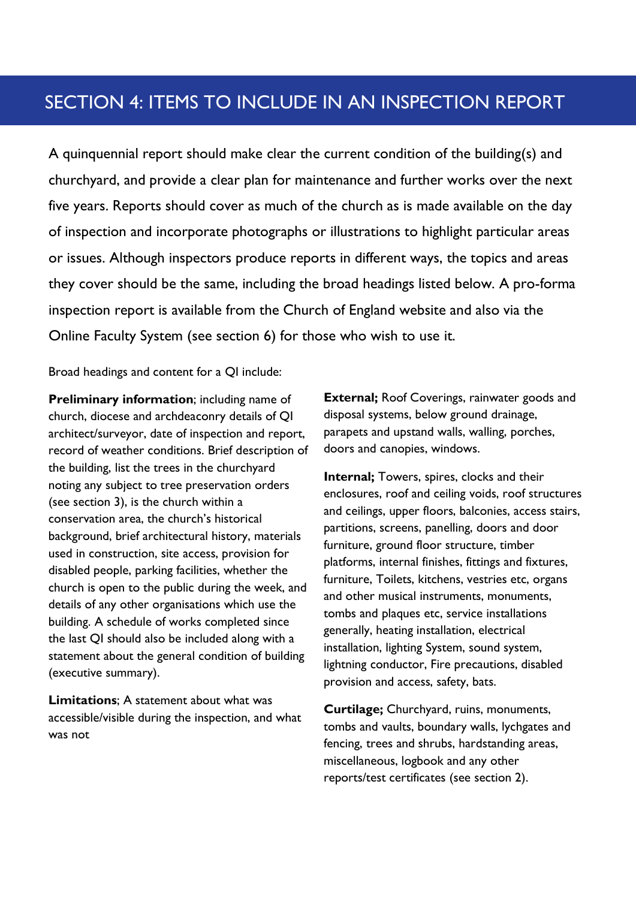# SECTION 4: ITEMS TO INCLUDE IN AN INSPECTION REPORT

A quinquennial report should make clear the current condition of the building(s) and churchyard, and provide a clear plan for maintenance and further works over the next five years. Reports should cover as much of the church as is made available on the day of inspection and incorporate photographs or illustrations to highlight particular areas or issues. Although inspectors produce reports in different ways, the topics and areas they cover should be the same, including the broad headings listed below. A pro-forma inspection report is available from the Church of England website and also via the Online Faculty System (see section 6) for those who wish to use it.

Broad headings and content for a QI include:

**Preliminary information**; including name of church, diocese and archdeaconry details of QI architect/surveyor, date of inspection and report, record of weather conditions. Brief description of the building, list the trees in the churchyard noting any subject to tree preservation orders (see section 3), is the church within a conservation area, the church's historical background, brief architectural history, materials used in construction, site access, provision for disabled people, parking facilities, whether the church is open to the public during the week, and details of any other organisations which use the building. A schedule of works completed since the last QI should also be included along with a statement about the general condition of building (executive summary).

**Limitations**; A statement about what was accessible/visible during the inspection, and what was not

**External;** Roof Coverings, rainwater goods and disposal systems, below ground drainage, parapets and upstand walls, walling, porches, doors and canopies, windows.

**Internal;** Towers, spires, clocks and their enclosures, roof and ceiling voids, roof structures and ceilings, upper floors, balconies, access stairs, partitions, screens, panelling, doors and door furniture, ground floor structure, timber platforms, internal finishes, fittings and fixtures, furniture, Toilets, kitchens, vestries etc, organs and other musical instruments, monuments, tombs and plaques etc, service installations generally, heating installation, electrical installation, lighting System, sound system, lightning conductor, Fire precautions, disabled provision and access, safety, bats.

**Curtilage;** Churchyard, ruins, monuments, tombs and vaults, boundary walls, lychgates and fencing, trees and shrubs, hardstanding areas, miscellaneous, logbook and any other reports/test certificates (see section 2).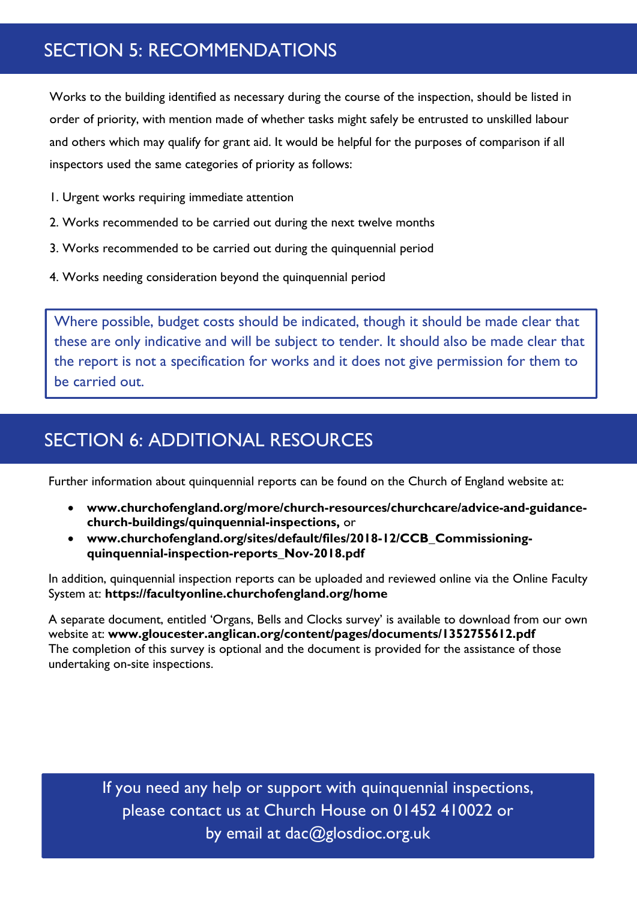## SECTION 5: RECOMMENDATIONS

Works to the building identified as necessary during the course of the inspection, should be listed in order of priority, with mention made of whether tasks might safely be entrusted to unskilled labour and others which may qualify for grant aid. It would be helpful for the purposes of comparison if all inspectors used the same categories of priority as follows:

1. Urgent works requiring immediate attention
2. Works recommended to be carried out during the next twelve months
3. Works recommended to be carried out during the quinquennial period
4. Works needing consideration beyond the quinquennial period

Where possible, budget costs should be indicated, though it should be made clear that these are only indicative and will be subject to tender. It should also be made clear that the report is not a specification for works and it does not give permission for them to be carried out.

## SECTION 6: ADDITIONAL RESOURCES

Further information about quinquennial reports can be found on the Church of England website at:

- **www.churchofengland.org/more/church-resources/churchcare/advice-and-guidance-church-buildings/quinquennial-inspections,** or
- **www.churchofengland.org/sites/default/files/2018-12/CCB_Commissioning-quinquennial-inspection-reports_Nov-2018.pdf**

In addition, quinquennial inspection reports can be uploaded and reviewed online via the Online Faculty System at: **https://facultyonline.churchofengland.org/home**

A separate document, entitled 'Organs, Bells and Clocks survey' is available to download from our own website at: **www.gloucester.anglican.org/content/pages/documents/1352755612.pdf**
The completion of this survey is optional and the document is provided for the assistance of those undertaking on-site inspections.

If you need any help or support with quinquennial inspections, please contact us at Church House on 01452 410022 or by email at dac@glosdioc.org.uk